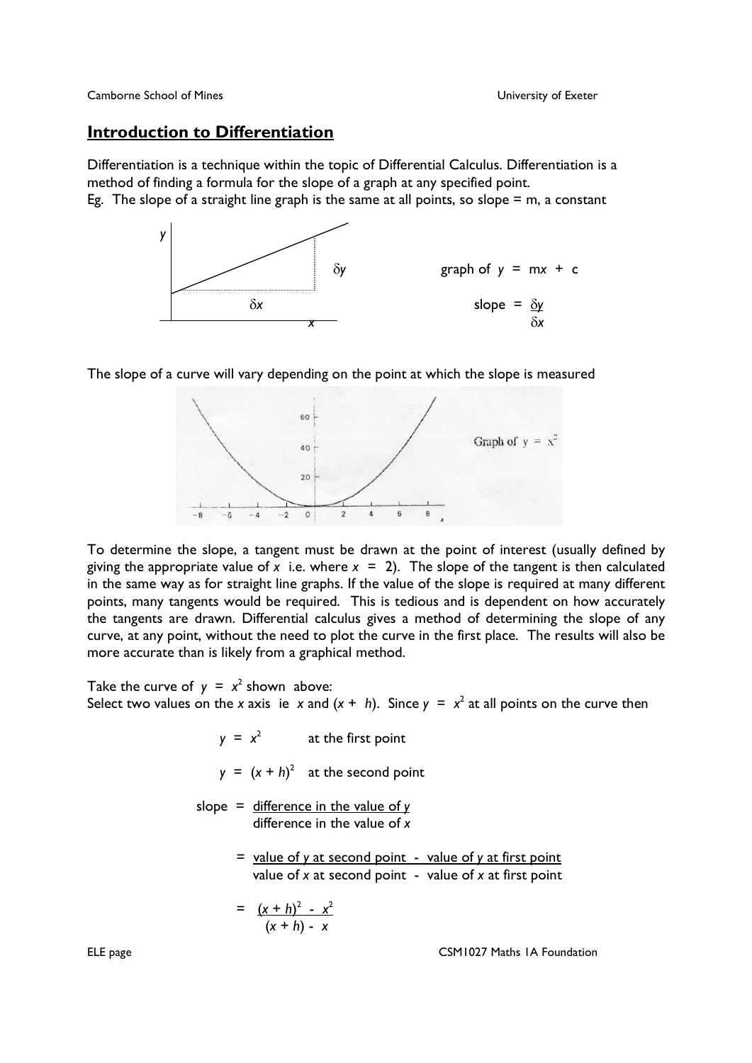## Introduction to Differentiation

Differentiation is a technique within the topic of Differential Calculus. Differentiation is a method of finding a formula for the slope of a graph at any specified point.

Eg. The slope of a straight line graph is the same at all points, so slope = m, a constant

y

$\delta y$

$\delta x$

x

graph of $y = mx + c$

$$\text{slope} = \frac{\delta y}{\delta x}$$

The slope of a curve will vary depending on the point at which the slope is measured

60

40

20

-8 -6 -4 -2 0 2 4 6 8

x

Graph of $y = x^2$

To determine the slope, a tangent must be drawn at the point of interest (usually defined by giving the appropriate value of $x$ i.e. where $x = 2$). The slope of the tangent is then calculated in the same way as for straight line graphs. If the value of the slope is required at many different points, many tangents would be required. This is tedious and is dependent on how accurately the tangents are drawn. Differential calculus gives a method of determining the slope of any curve, at any point, without the need to plot the curve in the first place. The results will also be more accurate than is likely from a graphical method.

Take the curve of $y = x^2$ shown above:

Select two values on the $x$ axis ie $x$ and $(x + h)$. Since $y = x^2$ at all points on the curve then

$y = x^2$ at the first point

$y = (x + h)^2$ at the second point

$$\text{slope} = \frac{\text{difference in the value of } y}{\text{difference in the value of } x}$$

$$= \frac{\text{value of } y \text{ at second point} - \text{value of } y \text{ at first point}}{\text{value of } x \text{ at second point} - \text{value of } x \text{ at first point}}$$

$$= \frac{(x + h)^2 - x^2}{(x + h) - x}$$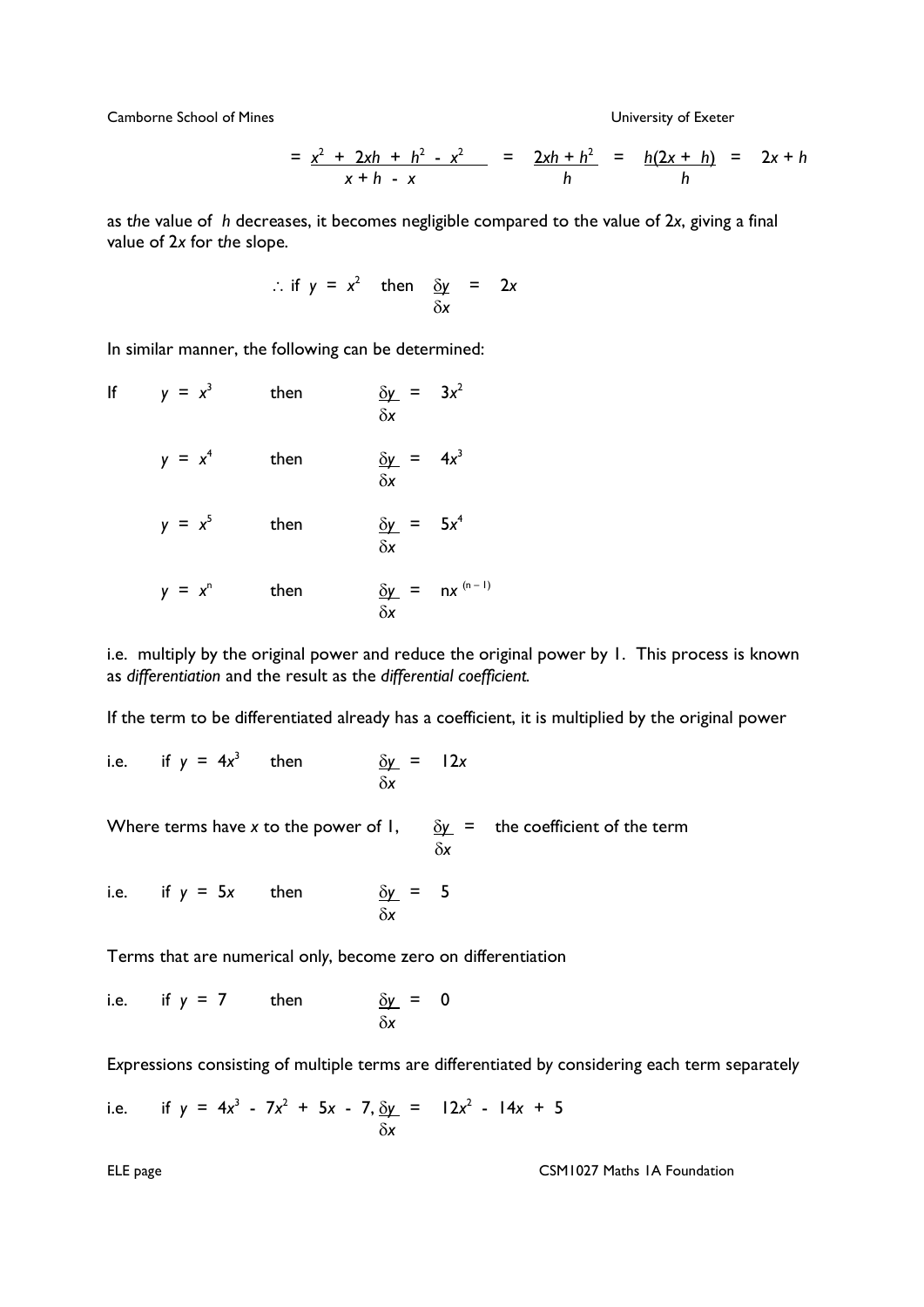$$= \frac{x^2 + 2xh + h^2 - x^2}{x + h - x} = \frac{2xh + h^2}{h} = \frac{h(2x + h)}{h} = 2x + h$$

as the value of $h$ decreases, it becomes negligible compared to the value of $2x$, giving a final value of $2x$ for the slope.

$$\therefore \text{ if } y = x^2 \quad \text{then} \quad \frac{\delta y}{\delta x} = 2x$$

In similar manner, the following can be determined:

If $y = x^3$ then $\frac{\delta y}{\delta x} = 3x^2$

$y = x^4$ then $\frac{\delta y}{\delta x} = 4x^3$

$y = x^5$ then $\frac{\delta y}{\delta x} = 5x^4$

$y = x^n$ then $\frac{\delta y}{\delta x} = nx^{(n-1)}$

i.e. multiply by the original power and reduce the original power by 1. This process is known as *differentiation* and the result as the *differential coefficient.*

If the term to be differentiated already has a coefficient, it is multiplied by the original power

i.e. if $y = 4x^3$ then $\frac{\delta y}{\delta x} = 12x$

Where terms have $x$ to the power of 1, $\frac{\delta y}{\delta x}$ = the coefficient of the term

i.e. if $y = 5x$ then $\frac{\delta y}{\delta x} = 5$

Terms that are numerical only, become zero on differentiation

i.e. if $y = 7$ then $\frac{\delta y}{\delta x} = 0$

Expressions consisting of multiple terms are differentiated by considering each term separately

i.e. if $y = 4x^3 - 7x^2 + 5x - 7$, $\frac{\delta y}{\delta x} = 12x^2 - 14x + 5$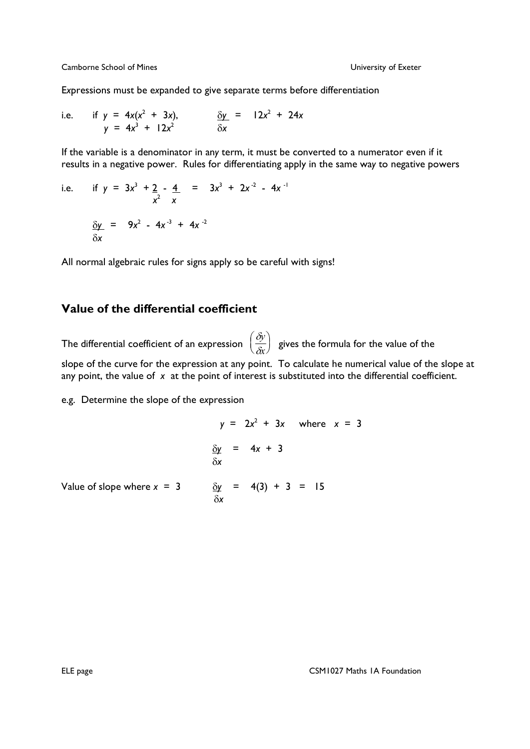Expressions must be expanded to give separate terms before differentiation

i.e. if $y = 4x(x^2 + 3x)$, $\quad \dfrac{\delta y}{\delta x} = 12x^2 + 24x$

$y = 4x^3 + 12x^2$

If the variable is a denominator in any term, it must be converted to a numerator even if it results in a negative power. Rules for differentiating apply in the same way to negative powers

i.e. if $y = 3x^3 + \dfrac{2}{x^2} - \dfrac{4}{x} = 3x^3 + 2x^{-2} - 4x^{-1}$

$$\frac{\delta y}{\delta x} = 9x^2 - 4x^{-3} + 4x^{-2}$$

All normal algebraic rules for signs apply so be careful with signs!

## Value of the differential coefficient

The differential coefficient of an expression $\left(\dfrac{\delta y}{\delta x}\right)$ gives the formula for the value of the slope of the curve for the expression at any point. To calculate he numerical value of the slope at any point, the value of $x$ at the point of interest is substituted into the differential coefficient.

e.g. Determine the slope of the expression

$$y = 2x^2 + 3x \quad \text{where} \quad x = 3$$

$$\frac{\delta y}{\delta x} = 4x + 3$$

Value of slope where $x = 3$ $\quad \dfrac{\delta y}{\delta x} = 4(3) + 3 = 15$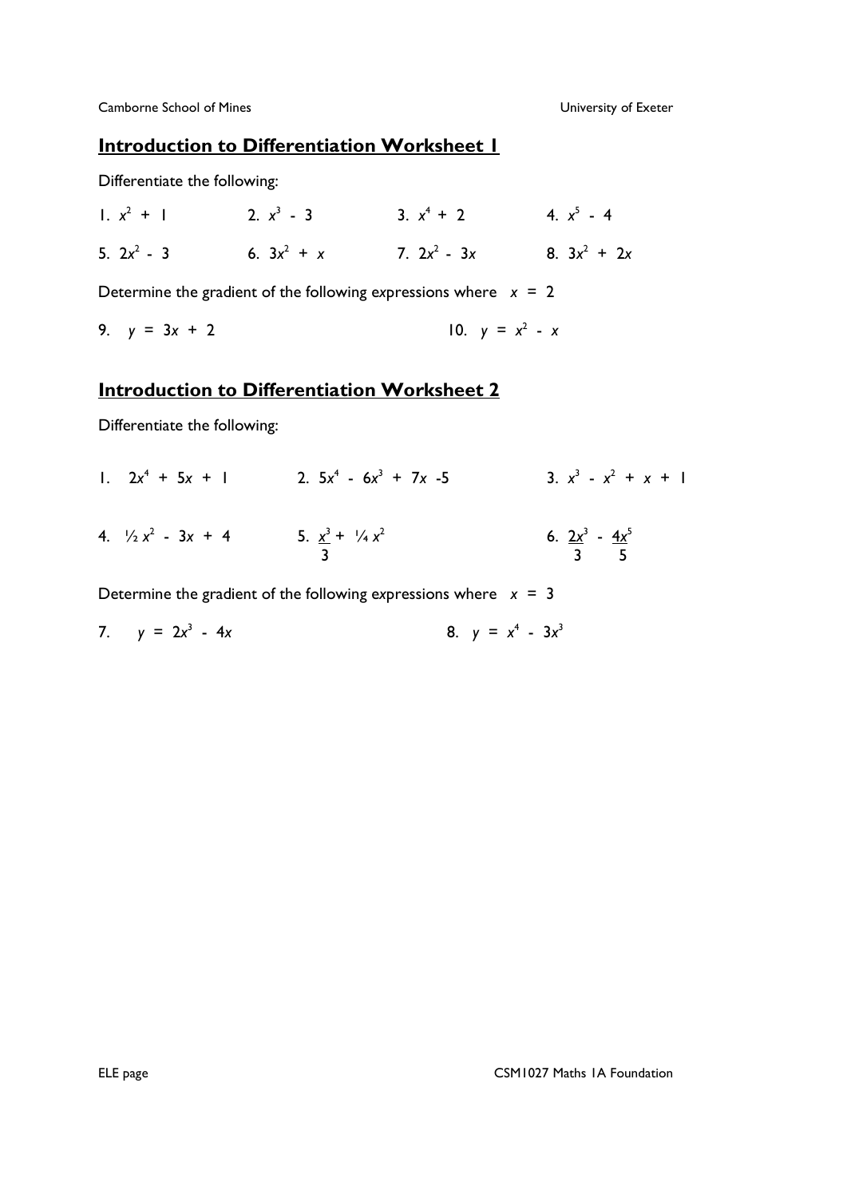## Introduction to Differentiation Worksheet 1

Differentiate the following:

1. $x^2 + 1$
2. $x^3 - 3$
3. $x^4 + 2$
4. $x^5 - 4$
5. $2x^2 - 3$
6. $3x^2 + x$
7. $2x^2 - 3x$
8. $3x^2 + 2x$

Determine the gradient of the following expressions where $x = 2$

9. $y = 3x + 2$
10. $y = x^2 - x$

## Introduction to Differentiation Worksheet 2

Differentiate the following:

1. $2x^4 + 5x + 1$
2. $5x^4 - 6x^3 + 7x - 5$
3. $x^3 - x^2 + x + 1$
4. $\frac{1}{2}x^2 - 3x + 4$
5. $\frac{x^3}{3} + \frac{1}{4}x^2$
6. $\frac{2x^3}{3} - \frac{4x^5}{5}$

Determine the gradient of the following expressions where $x = 3$

7. $y = 2x^3 - 4x$
8. $y = x^4 - 3x^3$